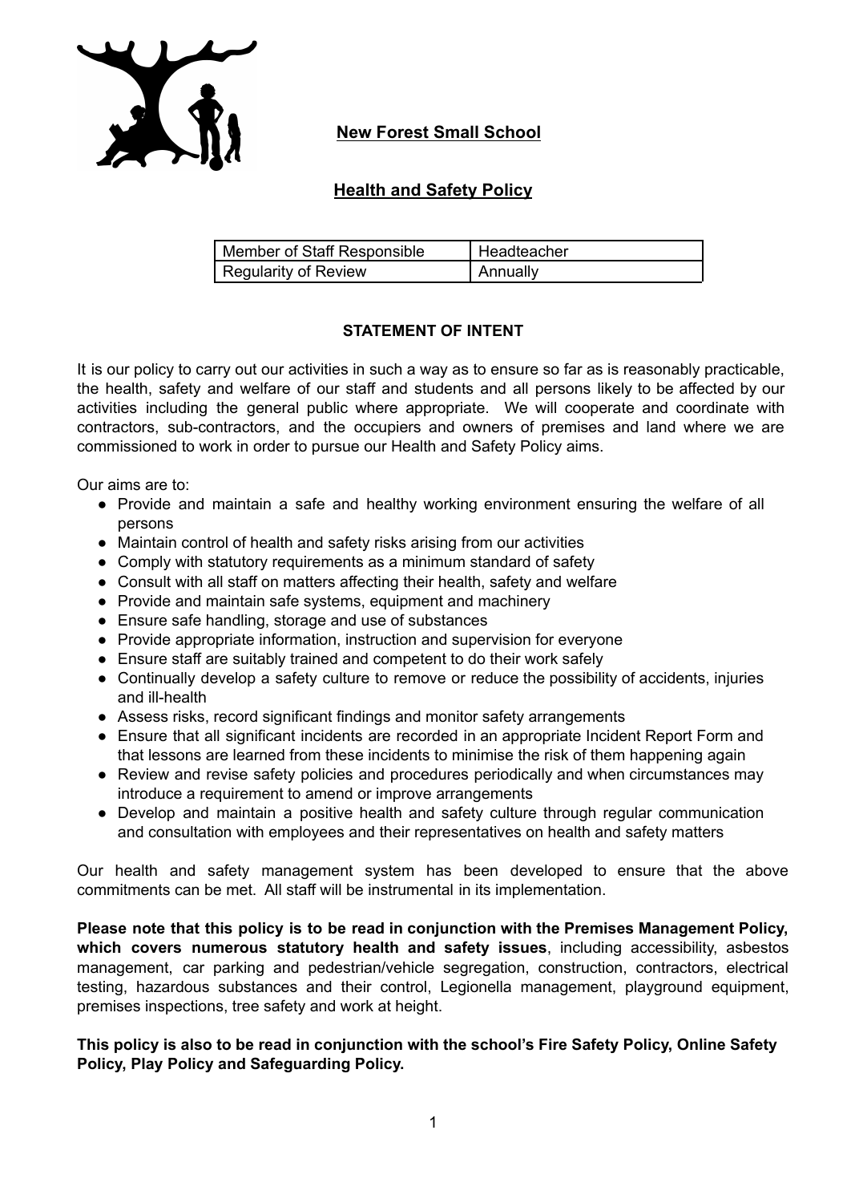# New Forest Small School

## Health and Safety Policy

| Member of Staff Responsible | Headteacher |
| --- | --- |
| Regularity of Review | Annually |

### STATEMENT OF INTENT

It is our policy to carry out our activities in such a way as to ensure so far as is reasonably practicable, the health, safety and welfare of our staff and students and all persons likely to be affected by our activities including the general public where appropriate. We will cooperate and coordinate with contractors, sub-contractors, and the occupiers and owners of premises and land where we are commissioned to work in order to pursue our Health and Safety Policy aims.

Our aims are to:

- Provide and maintain a safe and healthy working environment ensuring the welfare of all persons
- Maintain control of health and safety risks arising from our activities
- Comply with statutory requirements as a minimum standard of safety
- Consult with all staff on matters affecting their health, safety and welfare
- Provide and maintain safe systems, equipment and machinery
- Ensure safe handling, storage and use of substances
- Provide appropriate information, instruction and supervision for everyone
- Ensure staff are suitably trained and competent to do their work safely
- Continually develop a safety culture to remove or reduce the possibility of accidents, injuries and ill-health
- Assess risks, record significant findings and monitor safety arrangements
- Ensure that all significant incidents are recorded in an appropriate Incident Report Form and that lessons are learned from these incidents to minimise the risk of them happening again
- Review and revise safety policies and procedures periodically and when circumstances may introduce a requirement to amend or improve arrangements
- Develop and maintain a positive health and safety culture through regular communication and consultation with employees and their representatives on health and safety matters

Our health and safety management system has been developed to ensure that the above commitments can be met. All staff will be instrumental in its implementation.

**Please note that this policy is to be read in conjunction with the Premises Management Policy, which covers numerous statutory health and safety issues**, including accessibility, asbestos management, car parking and pedestrian/vehicle segregation, construction, contractors, electrical testing, hazardous substances and their control, Legionella management, playground equipment, premises inspections, tree safety and work at height.

**This policy is also to be read in conjunction with the school's Fire Safety Policy, Online Safety Policy, Play Policy and Safeguarding Policy.**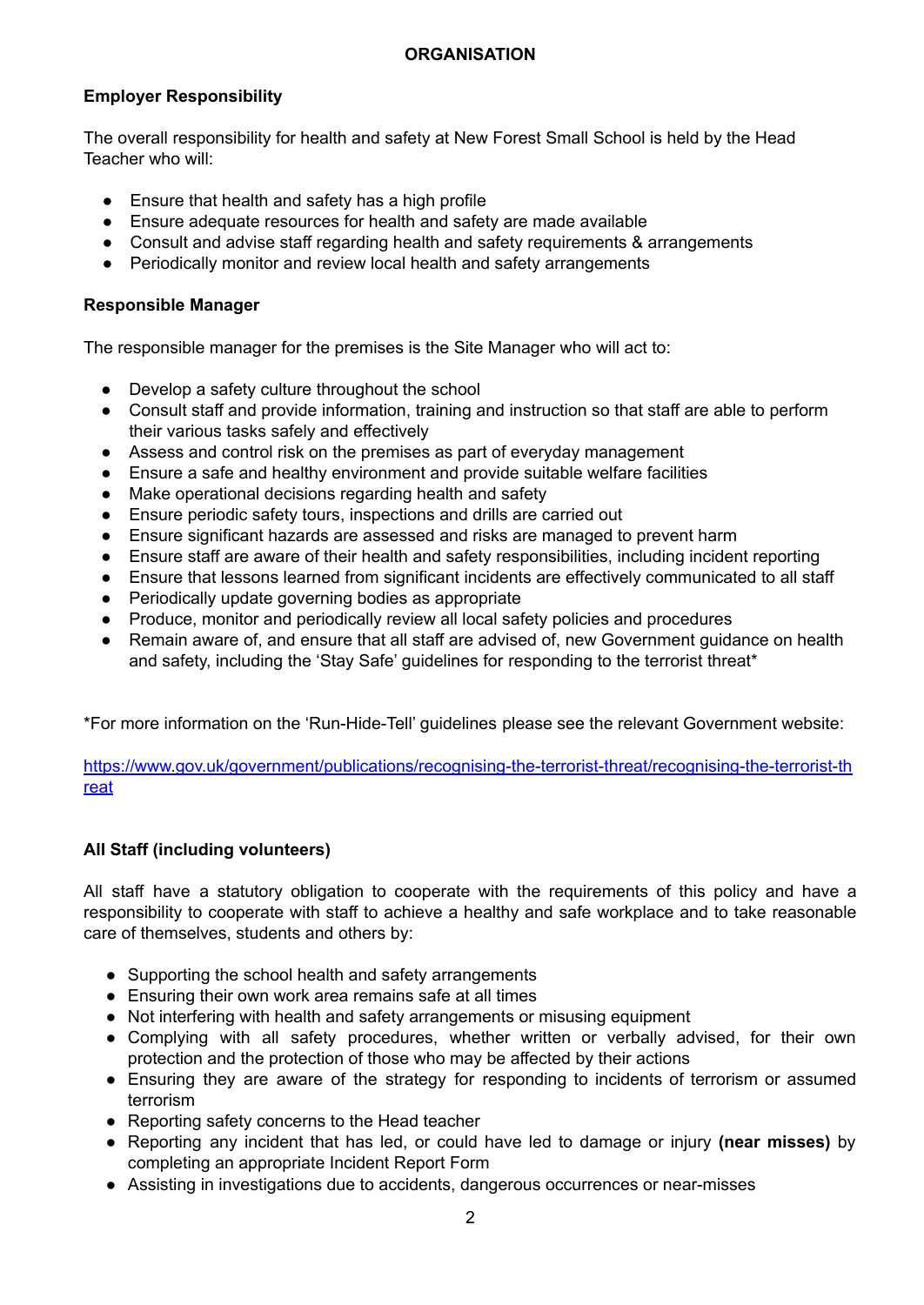## ORGANISATION

### Employer Responsibility

The overall responsibility for health and safety at New Forest Small School is held by the Head Teacher who will:

- Ensure that health and safety has a high profile
- Ensure adequate resources for health and safety are made available
- Consult and advise staff regarding health and safety requirements & arrangements
- Periodically monitor and review local health and safety arrangements

### Responsible Manager

The responsible manager for the premises is the Site Manager who will act to:

- Develop a safety culture throughout the school
- Consult staff and provide information, training and instruction so that staff are able to perform their various tasks safely and effectively
- Assess and control risk on the premises as part of everyday management
- Ensure a safe and healthy environment and provide suitable welfare facilities
- Make operational decisions regarding health and safety
- Ensure periodic safety tours, inspections and drills are carried out
- Ensure significant hazards are assessed and risks are managed to prevent harm
- Ensure staff are aware of their health and safety responsibilities, including incident reporting
- Ensure that lessons learned from significant incidents are effectively communicated to all staff
- Periodically update governing bodies as appropriate
- Produce, monitor and periodically review all local safety policies and procedures
- Remain aware of, and ensure that all staff are advised of, new Government guidance on health and safety, including the 'Stay Safe' guidelines for responding to the terrorist threat*

*For more information on the 'Run-Hide-Tell' guidelines please see the relevant Government website:

[https://www.gov.uk/government/publications/recognising-the-terrorist-threat/recognising-the-terrorist-threat](https://www.gov.uk/government/publications/recognising-the-terrorist-threat/recognising-the-terrorist-threat)

### All Staff (including volunteers)

All staff have a statutory obligation to cooperate with the requirements of this policy and have a responsibility to cooperate with staff to achieve a healthy and safe workplace and to take reasonable care of themselves, students and others by:

- Supporting the school health and safety arrangements
- Ensuring their own work area remains safe at all times
- Not interfering with health and safety arrangements or misusing equipment
- Complying with all safety procedures, whether written or verbally advised, for their own protection and the protection of those who may be affected by their actions
- Ensuring they are aware of the strategy for responding to incidents of terrorism or assumed terrorism
- Reporting safety concerns to the Head teacher
- Reporting any incident that has led, or could have led to damage or injury **(near misses)** by completing an appropriate Incident Report Form
- Assisting in investigations due to accidents, dangerous occurrences or near-misses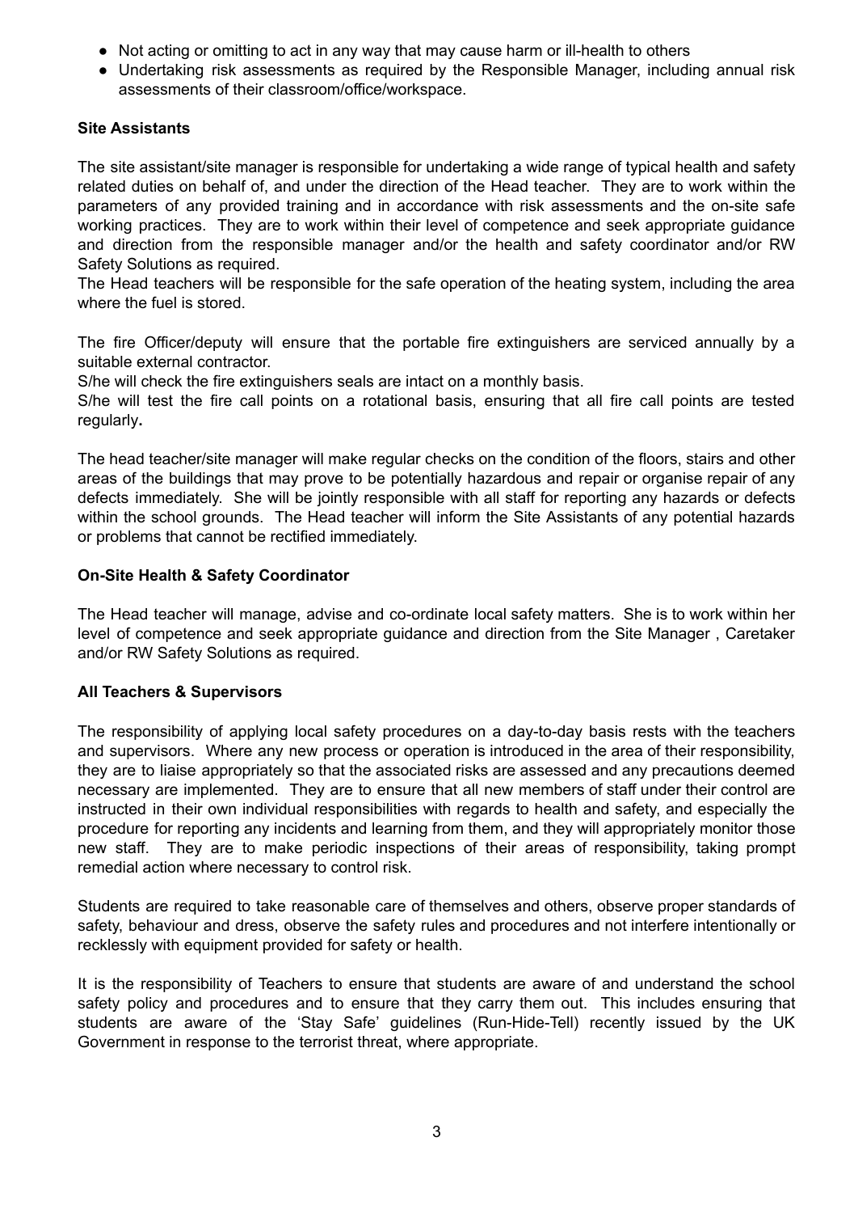- Not acting or omitting to act in any way that may cause harm or ill-health to others
- Undertaking risk assessments as required by the Responsible Manager, including annual risk assessments of their classroom/office/workspace.

**Site Assistants**

The site assistant/site manager is responsible for undertaking a wide range of typical health and safety related duties on behalf of, and under the direction of the Head teacher. They are to work within the parameters of any provided training and in accordance with risk assessments and the on-site safe working practices. They are to work within their level of competence and seek appropriate guidance and direction from the responsible manager and/or the health and safety coordinator and/or RW Safety Solutions as required.
The Head teachers will be responsible for the safe operation of the heating system, including the area where the fuel is stored.

The fire Officer/deputy will ensure that the portable fire extinguishers are serviced annually by a suitable external contractor.
S/he will check the fire extinguishers seals are intact on a monthly basis.
S/he will test the fire call points on a rotational basis, ensuring that all fire call points are tested regularly**.**

The head teacher/site manager will make regular checks on the condition of the floors, stairs and other areas of the buildings that may prove to be potentially hazardous and repair or organise repair of any defects immediately. She will be jointly responsible with all staff for reporting any hazards or defects within the school grounds. The Head teacher will inform the Site Assistants of any potential hazards or problems that cannot be rectified immediately.

**On-Site Health & Safety Coordinator**

The Head teacher will manage, advise and co-ordinate local safety matters. She is to work within her level of competence and seek appropriate guidance and direction from the Site Manager , Caretaker and/or RW Safety Solutions as required.

**All Teachers & Supervisors**

The responsibility of applying local safety procedures on a day-to-day basis rests with the teachers and supervisors. Where any new process or operation is introduced in the area of their responsibility, they are to liaise appropriately so that the associated risks are assessed and any precautions deemed necessary are implemented. They are to ensure that all new members of staff under their control are instructed in their own individual responsibilities with regards to health and safety, and especially the procedure for reporting any incidents and learning from them, and they will appropriately monitor those new staff. They are to make periodic inspections of their areas of responsibility, taking prompt remedial action where necessary to control risk.

Students are required to take reasonable care of themselves and others, observe proper standards of safety, behaviour and dress, observe the safety rules and procedures and not interfere intentionally or recklessly with equipment provided for safety or health.

It is the responsibility of Teachers to ensure that students are aware of and understand the school safety policy and procedures and to ensure that they carry them out. This includes ensuring that students are aware of the 'Stay Safe' guidelines (Run-Hide-Tell) recently issued by the UK Government in response to the terrorist threat, where appropriate.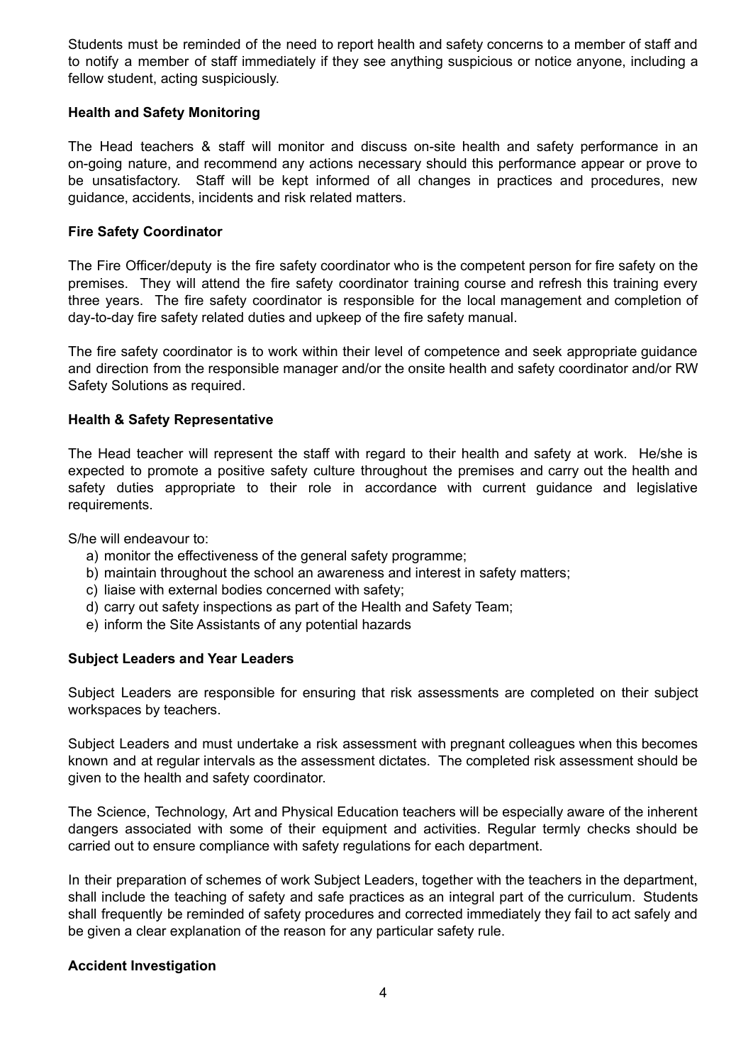Students must be reminded of the need to report health and safety concerns to a member of staff and to notify a member of staff immediately if they see anything suspicious or notice anyone, including a fellow student, acting suspiciously.

**Health and Safety Monitoring**

The Head teachers & staff will monitor and discuss on-site health and safety performance in an on-going nature, and recommend any actions necessary should this performance appear or prove to be unsatisfactory. Staff will be kept informed of all changes in practices and procedures, new guidance, accidents, incidents and risk related matters.

**Fire Safety Coordinator**

The Fire Officer/deputy is the fire safety coordinator who is the competent person for fire safety on the premises. They will attend the fire safety coordinator training course and refresh this training every three years. The fire safety coordinator is responsible for the local management and completion of day-to-day fire safety related duties and upkeep of the fire safety manual.

The fire safety coordinator is to work within their level of competence and seek appropriate guidance and direction from the responsible manager and/or the onsite health and safety coordinator and/or RW Safety Solutions as required.

**Health & Safety Representative**

The Head teacher will represent the staff with regard to their health and safety at work. He/she is expected to promote a positive safety culture throughout the premises and carry out the health and safety duties appropriate to their role in accordance with current guidance and legislative requirements.

S/he will endeavour to:

a) monitor the effectiveness of the general safety programme;
b) maintain throughout the school an awareness and interest in safety matters;
c) liaise with external bodies concerned with safety;
d) carry out safety inspections as part of the Health and Safety Team;
e) inform the Site Assistants of any potential hazards

**Subject Leaders and Year Leaders**

Subject Leaders are responsible for ensuring that risk assessments are completed on their subject workspaces by teachers.

Subject Leaders and must undertake a risk assessment with pregnant colleagues when this becomes known and at regular intervals as the assessment dictates. The completed risk assessment should be given to the health and safety coordinator.

The Science, Technology, Art and Physical Education teachers will be especially aware of the inherent dangers associated with some of their equipment and activities. Regular termly checks should be carried out to ensure compliance with safety regulations for each department.

In their preparation of schemes of work Subject Leaders, together with the teachers in the department, shall include the teaching of safety and safe practices as an integral part of the curriculum. Students shall frequently be reminded of safety procedures and corrected immediately they fail to act safely and be given a clear explanation of the reason for any particular safety rule.

**Accident Investigation**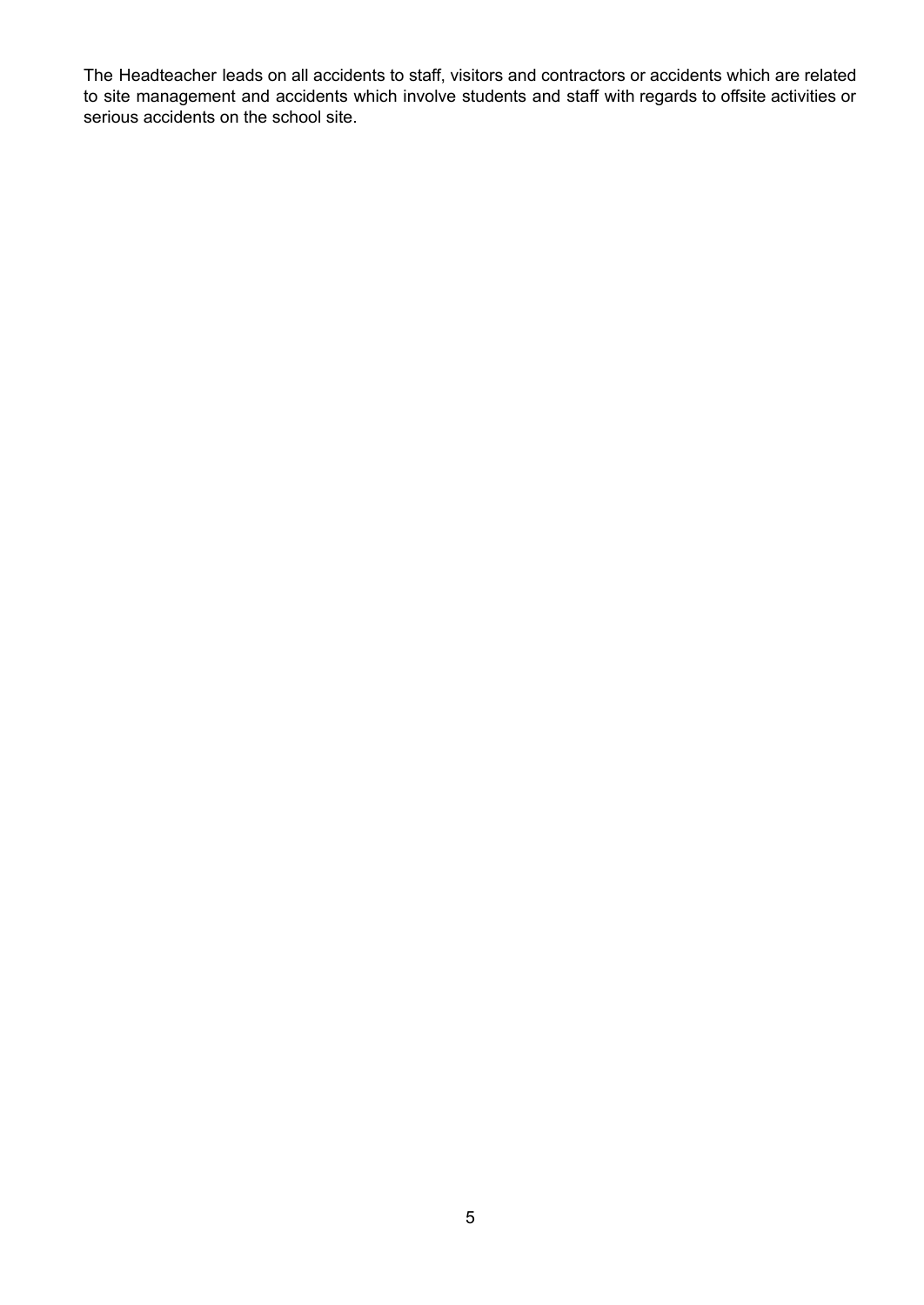The Headteacher leads on all accidents to staff, visitors and contractors or accidents which are related to site management and accidents which involve students and staff with regards to offsite activities or serious accidents on the school site.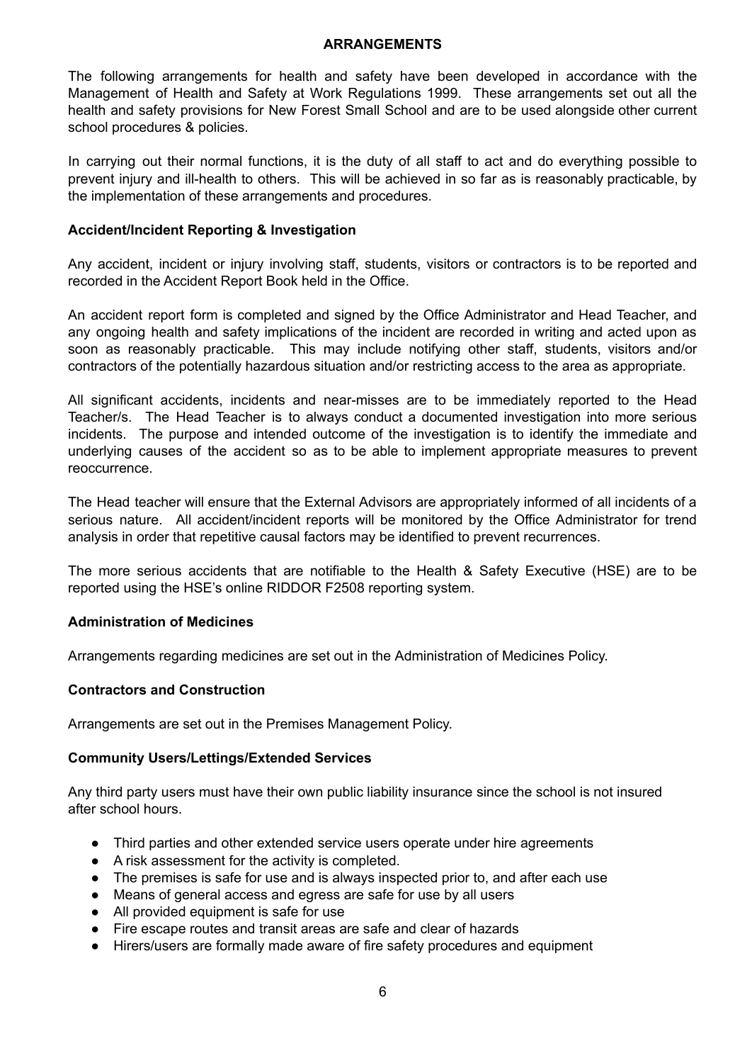## ARRANGEMENTS

The following arrangements for health and safety have been developed in accordance with the Management of Health and Safety at Work Regulations 1999. These arrangements set out all the health and safety provisions for New Forest Small School and are to be used alongside other current school procedures & policies.

In carrying out their normal functions, it is the duty of all staff to act and do everything possible to prevent injury and ill-health to others. This will be achieved in so far as is reasonably practicable, by the implementation of these arrangements and procedures.

### Accident/Incident Reporting & Investigation

Any accident, incident or injury involving staff, students, visitors or contractors is to be reported and recorded in the Accident Report Book held in the Office.

An accident report form is completed and signed by the Office Administrator and Head Teacher, and any ongoing health and safety implications of the incident are recorded in writing and acted upon as soon as reasonably practicable. This may include notifying other staff, students, visitors and/or contractors of the potentially hazardous situation and/or restricting access to the area as appropriate.

All significant accidents, incidents and near-misses are to be immediately reported to the Head Teacher/s. The Head Teacher is to always conduct a documented investigation into more serious incidents. The purpose and intended outcome of the investigation is to identify the immediate and underlying causes of the accident so as to be able to implement appropriate measures to prevent reoccurrence.

The Head teacher will ensure that the External Advisors are appropriately informed of all incidents of a serious nature. All accident/incident reports will be monitored by the Office Administrator for trend analysis in order that repetitive causal factors may be identified to prevent recurrences.

The more serious accidents that are notifiable to the Health & Safety Executive (HSE) are to be reported using the HSE's online RIDDOR F2508 reporting system.

### Administration of Medicines

Arrangements regarding medicines are set out in the Administration of Medicines Policy.

### Contractors and Construction

Arrangements are set out in the Premises Management Policy.

### Community Users/Lettings/Extended Services

Any third party users must have their own public liability insurance since the school is not insured after school hours.

- Third parties and other extended service users operate under hire agreements
- A risk assessment for the activity is completed.
- The premises is safe for use and is always inspected prior to, and after each use
- Means of general access and egress are safe for use by all users
- All provided equipment is safe for use
- Fire escape routes and transit areas are safe and clear of hazards
- Hirers/users are formally made aware of fire safety procedures and equipment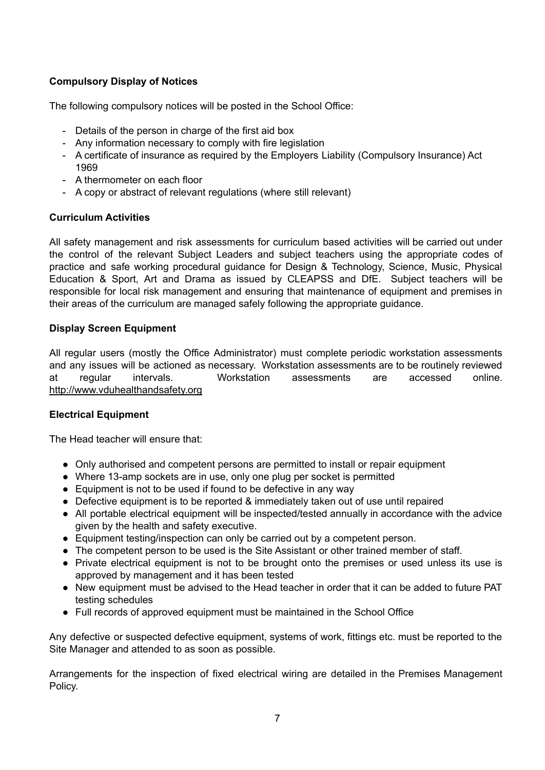**Compulsory Display of Notices**

The following compulsory notices will be posted in the School Office:

- Details of the person in charge of the first aid box
- Any information necessary to comply with fire legislation
- A certificate of insurance as required by the Employers Liability (Compulsory Insurance) Act 1969
- A thermometer on each floor
- A copy or abstract of relevant regulations (where still relevant)

**Curriculum Activities**

All safety management and risk assessments for curriculum based activities will be carried out under the control of the relevant Subject Leaders and subject teachers using the appropriate codes of practice and safe working procedural guidance for Design & Technology, Science, Music, Physical Education & Sport, Art and Drama as issued by CLEAPSS and DfE. Subject teachers will be responsible for local risk management and ensuring that maintenance of equipment and premises in their areas of the curriculum are managed safely following the appropriate guidance.

**Display Screen Equipment**

All regular users (mostly the Office Administrator) must complete periodic workstation assessments and any issues will be actioned as necessary. Workstation assessments are to be routinely reviewed at regular intervals. Workstation assessments are accessed online. http://www.vduhealthandsafety.org

**Electrical Equipment**

The Head teacher will ensure that:

- Only authorised and competent persons are permitted to install or repair equipment
- Where 13-amp sockets are in use, only one plug per socket is permitted
- Equipment is not to be used if found to be defective in any way
- Defective equipment is to be reported & immediately taken out of use until repaired
- All portable electrical equipment will be inspected/tested annually in accordance with the advice given by the health and safety executive.
- Equipment testing/inspection can only be carried out by a competent person.
- The competent person to be used is the Site Assistant or other trained member of staff.
- Private electrical equipment is not to be brought onto the premises or used unless its use is approved by management and it has been tested
- New equipment must be advised to the Head teacher in order that it can be added to future PAT testing schedules
- Full records of approved equipment must be maintained in the School Office

Any defective or suspected defective equipment, systems of work, fittings etc. must be reported to the Site Manager and attended to as soon as possible.

Arrangements for the inspection of fixed electrical wiring are detailed in the Premises Management Policy.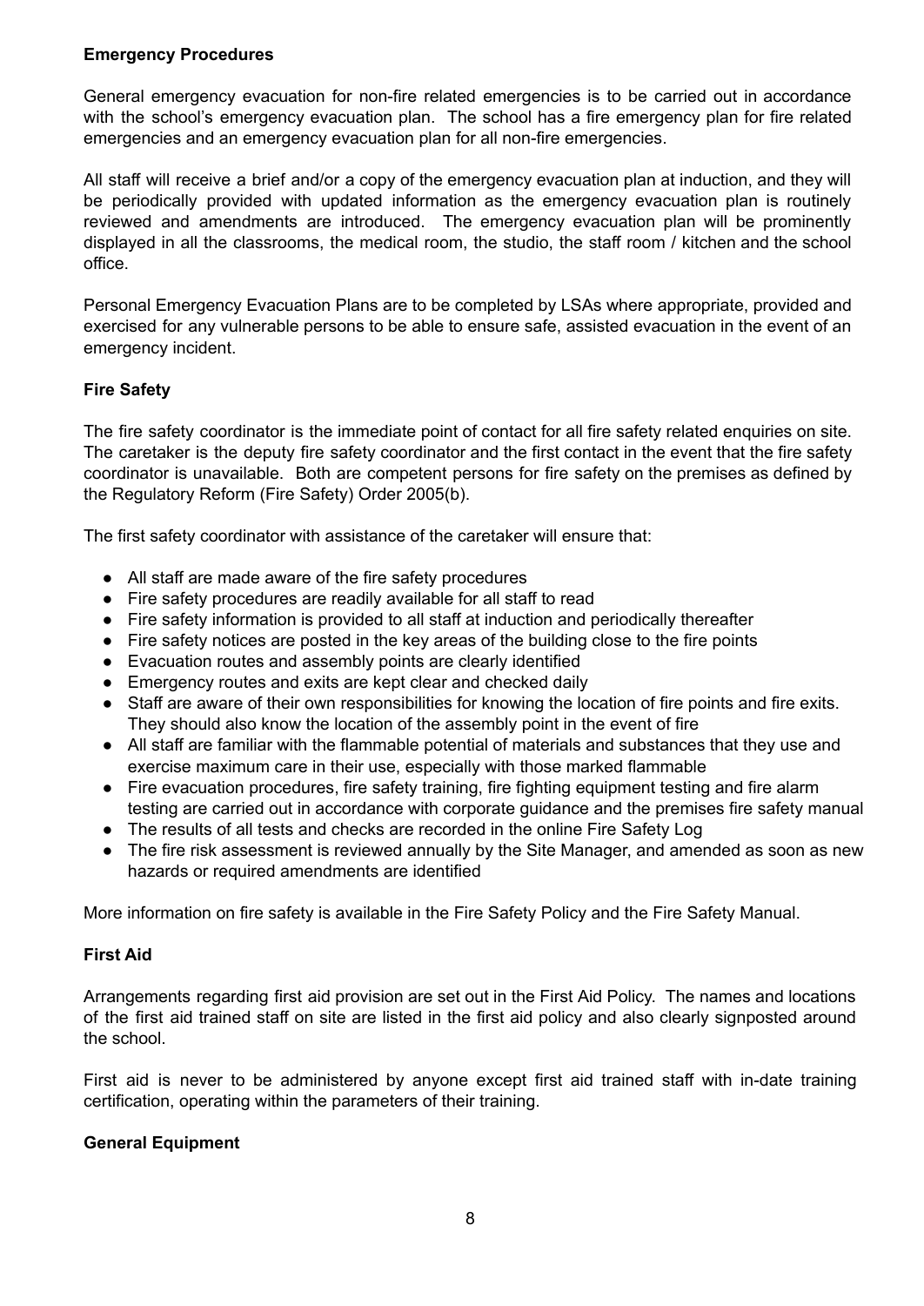**Emergency Procedures**

General emergency evacuation for non-fire related emergencies is to be carried out in accordance with the school's emergency evacuation plan. The school has a fire emergency plan for fire related emergencies and an emergency evacuation plan for all non-fire emergencies.

All staff will receive a brief and/or a copy of the emergency evacuation plan at induction, and they will be periodically provided with updated information as the emergency evacuation plan is routinely reviewed and amendments are introduced. The emergency evacuation plan will be prominently displayed in all the classrooms, the medical room, the studio, the staff room / kitchen and the school office.

Personal Emergency Evacuation Plans are to be completed by LSAs where appropriate, provided and exercised for any vulnerable persons to be able to ensure safe, assisted evacuation in the event of an emergency incident.

**Fire Safety**

The fire safety coordinator is the immediate point of contact for all fire safety related enquiries on site. The caretaker is the deputy fire safety coordinator and the first contact in the event that the fire safety coordinator is unavailable. Both are competent persons for fire safety on the premises as defined by the Regulatory Reform (Fire Safety) Order 2005(b).

The first safety coordinator with assistance of the caretaker will ensure that:

- All staff are made aware of the fire safety procedures
- Fire safety procedures are readily available for all staff to read
- Fire safety information is provided to all staff at induction and periodically thereafter
- Fire safety notices are posted in the key areas of the building close to the fire points
- Evacuation routes and assembly points are clearly identified
- Emergency routes and exits are kept clear and checked daily
- Staff are aware of their own responsibilities for knowing the location of fire points and fire exits. They should also know the location of the assembly point in the event of fire
- All staff are familiar with the flammable potential of materials and substances that they use and exercise maximum care in their use, especially with those marked flammable
- Fire evacuation procedures, fire safety training, fire fighting equipment testing and fire alarm testing are carried out in accordance with corporate guidance and the premises fire safety manual
- The results of all tests and checks are recorded in the online Fire Safety Log
- The fire risk assessment is reviewed annually by the Site Manager, and amended as soon as new hazards or required amendments are identified

More information on fire safety is available in the Fire Safety Policy and the Fire Safety Manual.

**First Aid**

Arrangements regarding first aid provision are set out in the First Aid Policy. The names and locations of the first aid trained staff on site are listed in the first aid policy and also clearly signposted around the school.

First aid is never to be administered by anyone except first aid trained staff with in-date training certification, operating within the parameters of their training.

**General Equipment**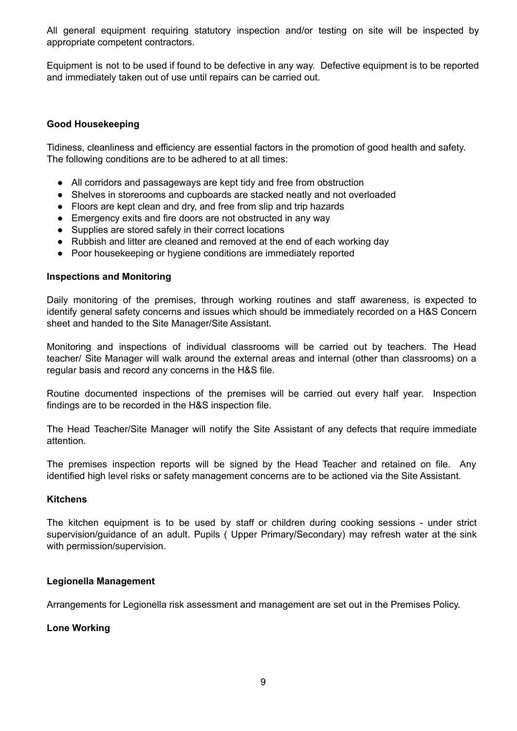All general equipment requiring statutory inspection and/or testing on site will be inspected by appropriate competent contractors.

Equipment is not to be used if found to be defective in any way. Defective equipment is to be reported and immediately taken out of use until repairs can be carried out.

**Good Housekeeping**

Tidiness, cleanliness and efficiency are essential factors in the promotion of good health and safety. The following conditions are to be adhered to at all times:

- All corridors and passageways are kept tidy and free from obstruction
- Shelves in storerooms and cupboards are stacked neatly and not overloaded
- Floors are kept clean and dry, and free from slip and trip hazards
- Emergency exits and fire doors are not obstructed in any way
- Supplies are stored safely in their correct locations
- Rubbish and litter are cleaned and removed at the end of each working day
- Poor housekeeping or hygiene conditions are immediately reported

**Inspections and Monitoring**

Daily monitoring of the premises, through working routines and staff awareness, is expected to identify general safety concerns and issues which should be immediately recorded on a H&S Concern sheet and handed to the Site Manager/Site Assistant.

Monitoring and inspections of individual classrooms will be carried out by teachers. The Head teacher/ Site Manager will walk around the external areas and internal (other than classrooms) on a regular basis and record any concerns in the H&S file.

Routine documented inspections of the premises will be carried out every half year. Inspection findings are to be recorded in the H&S inspection file.

The Head Teacher/Site Manager will notify the Site Assistant of any defects that require immediate attention.

The premises inspection reports will be signed by the Head Teacher and retained on file. Any identified high level risks or safety management concerns are to be actioned via the Site Assistant.

**Kitchens**

The kitchen equipment is to be used by staff or children during cooking sessions - under strict supervision/guidance of an adult. Pupils ( Upper Primary/Secondary) may refresh water at the sink with permission/supervision.

**Legionella Management**

Arrangements for Legionella risk assessment and management are set out in the Premises Policy.

**Lone Working**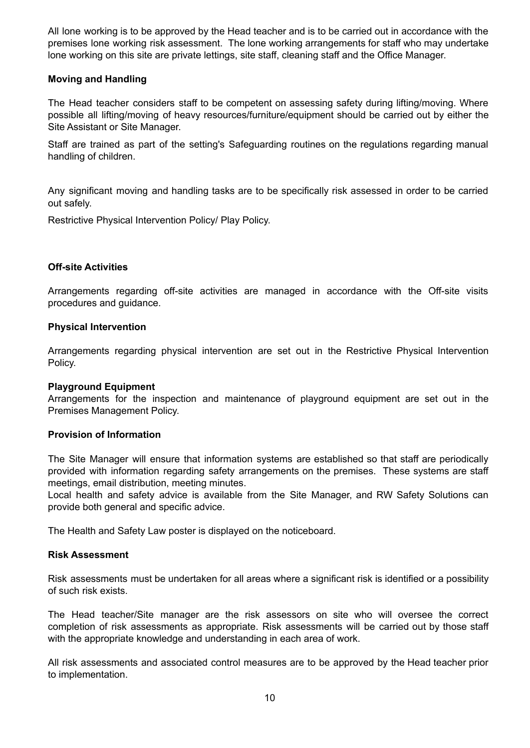All lone working is to be approved by the Head teacher and is to be carried out in accordance with the premises lone working risk assessment. The lone working arrangements for staff who may undertake lone working on this site are private lettings, site staff, cleaning staff and the Office Manager.

**Moving and Handling**

The Head teacher considers staff to be competent on assessing safety during lifting/moving. Where possible all lifting/moving of heavy resources/furniture/equipment should be carried out by either the Site Assistant or Site Manager.

Staff are trained as part of the setting's Safeguarding routines on the regulations regarding manual handling of children.

Any significant moving and handling tasks are to be specifically risk assessed in order to be carried out safely.

Restrictive Physical Intervention Policy/ Play Policy.

**Off-site Activities**

Arrangements regarding off-site activities are managed in accordance with the Off-site visits procedures and guidance.

**Physical Intervention**

Arrangements regarding physical intervention are set out in the Restrictive Physical Intervention Policy.

**Playground Equipment**

Arrangements for the inspection and maintenance of playground equipment are set out in the Premises Management Policy.

**Provision of Information**

The Site Manager will ensure that information systems are established so that staff are periodically provided with information regarding safety arrangements on the premises. These systems are staff meetings, email distribution, meeting minutes.

Local health and safety advice is available from the Site Manager, and RW Safety Solutions can provide both general and specific advice.

The Health and Safety Law poster is displayed on the noticeboard.

**Risk Assessment**

Risk assessments must be undertaken for all areas where a significant risk is identified or a possibility of such risk exists.

The Head teacher/Site manager are the risk assessors on site who will oversee the correct completion of risk assessments as appropriate. Risk assessments will be carried out by those staff with the appropriate knowledge and understanding in each area of work.

All risk assessments and associated control measures are to be approved by the Head teacher prior to implementation.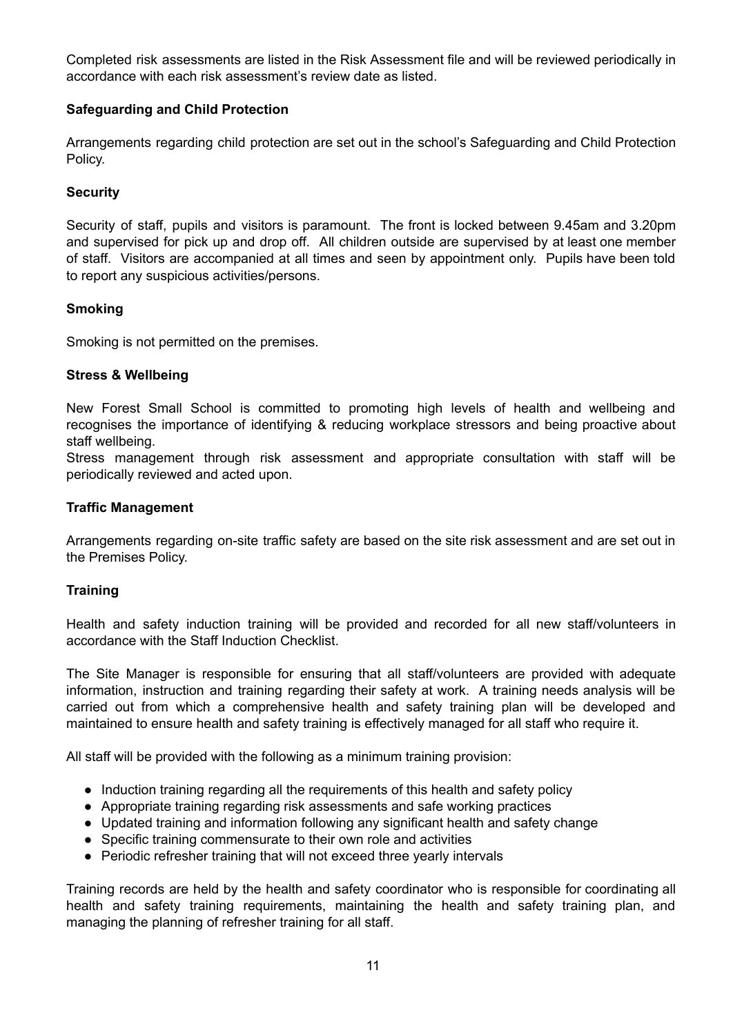Completed risk assessments are listed in the Risk Assessment file and will be reviewed periodically in accordance with each risk assessment's review date as listed.

**Safeguarding and Child Protection**

Arrangements regarding child protection are set out in the school's Safeguarding and Child Protection Policy.

**Security**

Security of staff, pupils and visitors is paramount. The front is locked between 9.45am and 3.20pm and supervised for pick up and drop off. All children outside are supervised by at least one member of staff. Visitors are accompanied at all times and seen by appointment only. Pupils have been told to report any suspicious activities/persons.

**Smoking**

Smoking is not permitted on the premises.

**Stress & Wellbeing**

New Forest Small School is committed to promoting high levels of health and wellbeing and recognises the importance of identifying & reducing workplace stressors and being proactive about staff wellbeing.
Stress management through risk assessment and appropriate consultation with staff will be periodically reviewed and acted upon.

**Traffic Management**

Arrangements regarding on-site traffic safety are based on the site risk assessment and are set out in the Premises Policy.

**Training**

Health and safety induction training will be provided and recorded for all new staff/volunteers in accordance with the Staff Induction Checklist.

The Site Manager is responsible for ensuring that all staff/volunteers are provided with adequate information, instruction and training regarding their safety at work. A training needs analysis will be carried out from which a comprehensive health and safety training plan will be developed and maintained to ensure health and safety training is effectively managed for all staff who require it.

All staff will be provided with the following as a minimum training provision:

- Induction training regarding all the requirements of this health and safety policy
- Appropriate training regarding risk assessments and safe working practices
- Updated training and information following any significant health and safety change
- Specific training commensurate to their own role and activities
- Periodic refresher training that will not exceed three yearly intervals

Training records are held by the health and safety coordinator who is responsible for coordinating all health and safety training requirements, maintaining the health and safety training plan, and managing the planning of refresher training for all staff.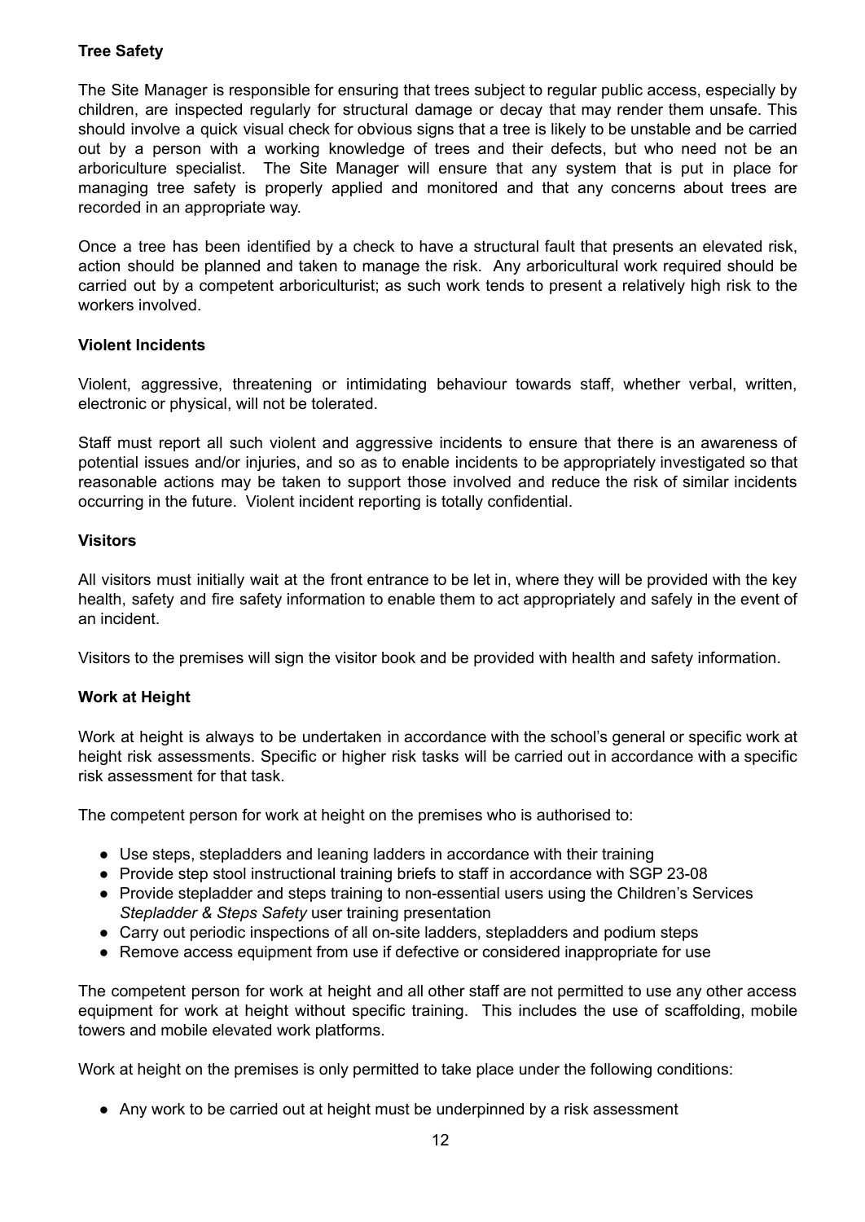**Tree Safety**

The Site Manager is responsible for ensuring that trees subject to regular public access, especially by children, are inspected regularly for structural damage or decay that may render them unsafe. This should involve a quick visual check for obvious signs that a tree is likely to be unstable and be carried out by a person with a working knowledge of trees and their defects, but who need not be an arboriculture specialist. The Site Manager will ensure that any system that is put in place for managing tree safety is properly applied and monitored and that any concerns about trees are recorded in an appropriate way.

Once a tree has been identified by a check to have a structural fault that presents an elevated risk, action should be planned and taken to manage the risk. Any arboricultural work required should be carried out by a competent arboriculturist; as such work tends to present a relatively high risk to the workers involved.

**Violent Incidents**

Violent, aggressive, threatening or intimidating behaviour towards staff, whether verbal, written, electronic or physical, will not be tolerated.

Staff must report all such violent and aggressive incidents to ensure that there is an awareness of potential issues and/or injuries, and so as to enable incidents to be appropriately investigated so that reasonable actions may be taken to support those involved and reduce the risk of similar incidents occurring in the future. Violent incident reporting is totally confidential.

**Visitors**

All visitors must initially wait at the front entrance to be let in, where they will be provided with the key health, safety and fire safety information to enable them to act appropriately and safely in the event of an incident.

Visitors to the premises will sign the visitor book and be provided with health and safety information.

**Work at Height**

Work at height is always to be undertaken in accordance with the school's general or specific work at height risk assessments. Specific or higher risk tasks will be carried out in accordance with a specific risk assessment for that task.

The competent person for work at height on the premises who is authorised to:

- Use steps, stepladders and leaning ladders in accordance with their training
- Provide step stool instructional training briefs to staff in accordance with SGP 23-08
- Provide stepladder and steps training to non-essential users using the Children's Services *Stepladder & Steps Safety* user training presentation
- Carry out periodic inspections of all on-site ladders, stepladders and podium steps
- Remove access equipment from use if defective or considered inappropriate for use

The competent person for work at height and all other staff are not permitted to use any other access equipment for work at height without specific training. This includes the use of scaffolding, mobile towers and mobile elevated work platforms.

Work at height on the premises is only permitted to take place under the following conditions:

- Any work to be carried out at height must be underpinned by a risk assessment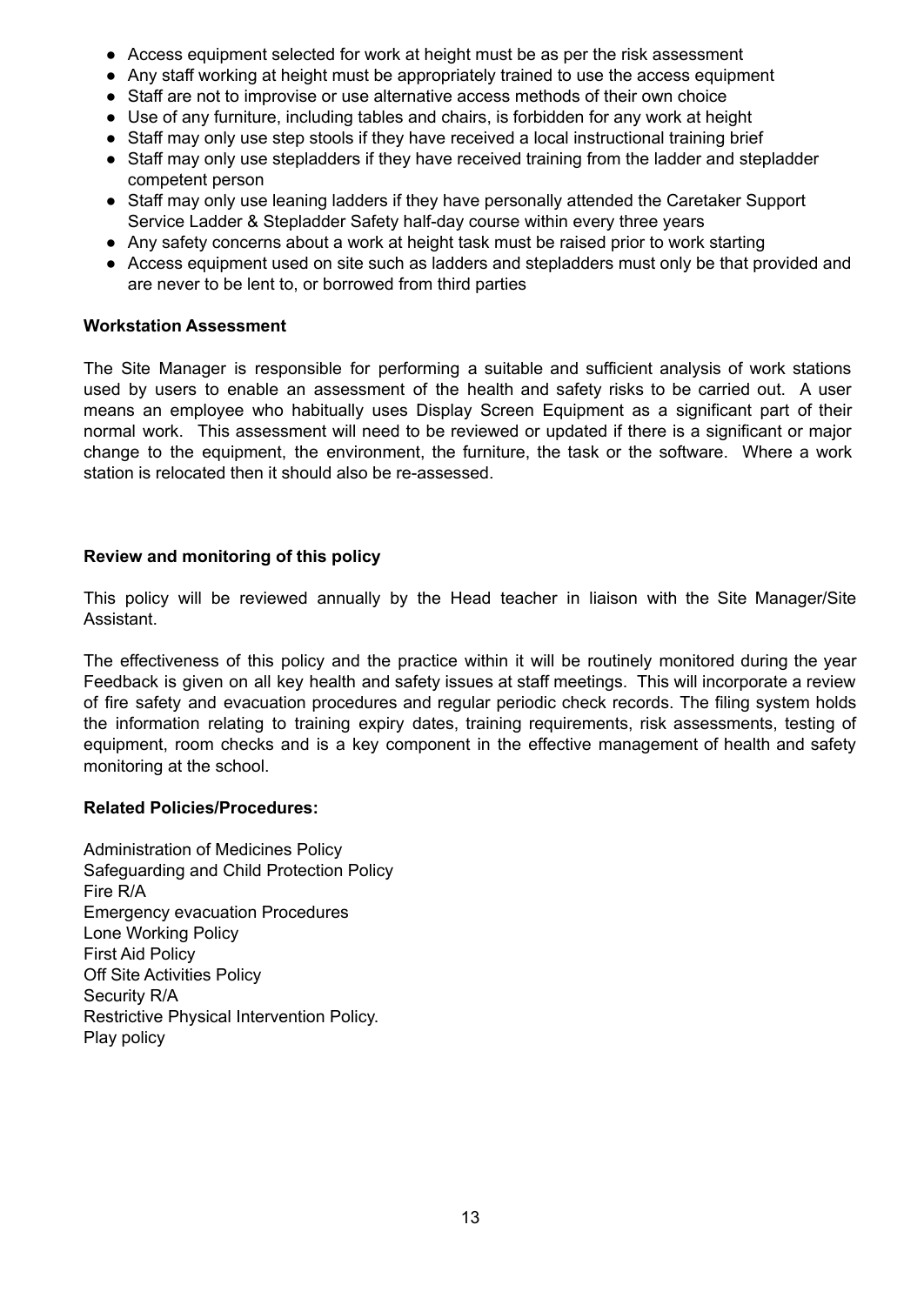- Access equipment selected for work at height must be as per the risk assessment
- Any staff working at height must be appropriately trained to use the access equipment
- Staff are not to improvise or use alternative access methods of their own choice
- Use of any furniture, including tables and chairs, is forbidden for any work at height
- Staff may only use step stools if they have received a local instructional training brief
- Staff may only use stepladders if they have received training from the ladder and stepladder competent person
- Staff may only use leaning ladders if they have personally attended the Caretaker Support Service Ladder & Stepladder Safety half-day course within every three years
- Any safety concerns about a work at height task must be raised prior to work starting
- Access equipment used on site such as ladders and stepladders must only be that provided and are never to be lent to, or borrowed from third parties

**Workstation Assessment**

The Site Manager is responsible for performing a suitable and sufficient analysis of work stations used by users to enable an assessment of the health and safety risks to be carried out. A user means an employee who habitually uses Display Screen Equipment as a significant part of their normal work. This assessment will need to be reviewed or updated if there is a significant or major change to the equipment, the environment, the furniture, the task or the software. Where a work station is relocated then it should also be re-assessed.

**Review and monitoring of this policy**

This policy will be reviewed annually by the Head teacher in liaison with the Site Manager/Site Assistant.

The effectiveness of this policy and the practice within it will be routinely monitored during the year Feedback is given on all key health and safety issues at staff meetings. This will incorporate a review of fire safety and evacuation procedures and regular periodic check records. The filing system holds the information relating to training expiry dates, training requirements, risk assessments, testing of equipment, room checks and is a key component in the effective management of health and safety monitoring at the school.

**Related Policies/Procedures:**

Administration of Medicines Policy
Safeguarding and Child Protection Policy
Fire R/A
Emergency evacuation Procedures
Lone Working Policy
First Aid Policy
Off Site Activities Policy
Security R/A
Restrictive Physical Intervention Policy.
Play policy